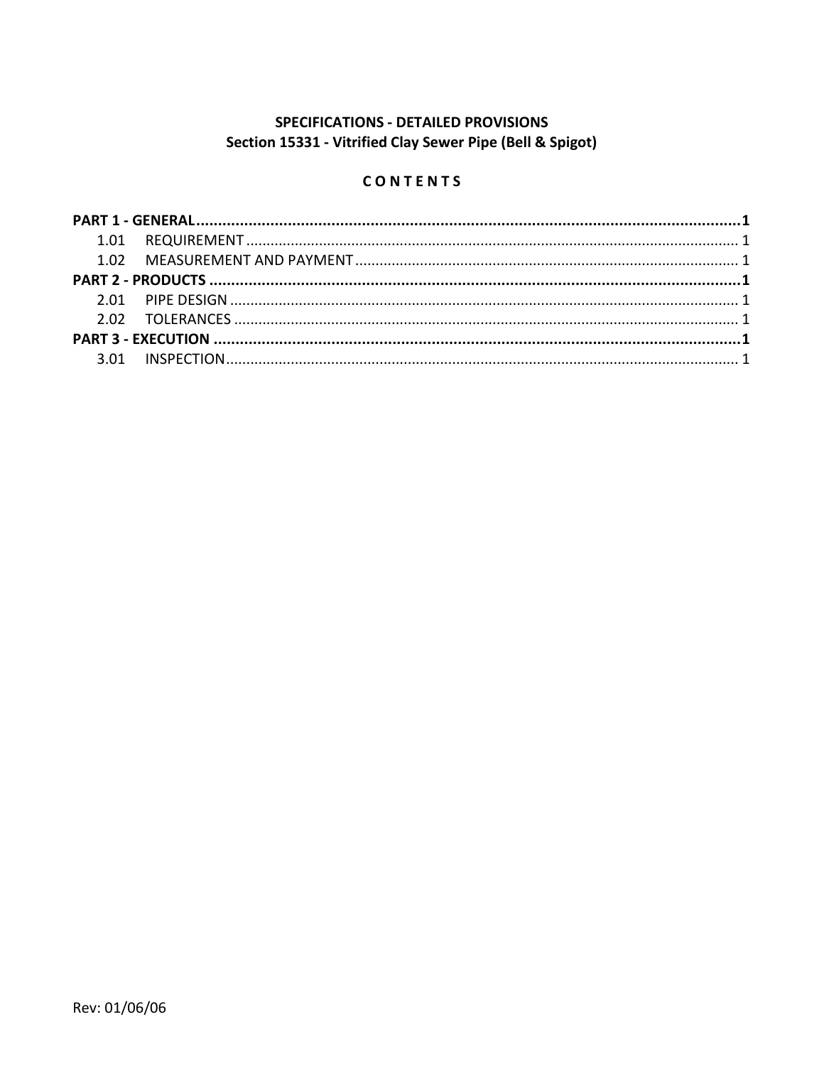**SPECIFICATIONS - DETAILED PROVISIONS**
**Section 15331 - Vitrified Clay Sewer Pipe (Bell & Spigot)**

**C O N T E N T S**

**PART 1 - GENERAL....................................................................................................................1**
- 1.01 REQUIREMENT ................................................................................................................. 1
- 1.02 MEASUREMENT AND PAYMENT ..................................................................................... 1

**PART 2 - PRODUCTS ...............................................................................................................1**
- 2.01 PIPE DESIGN ..................................................................................................................... 1
- 2.02 TOLERANCES .................................................................................................................... 1

**PART 3 - EXECUTION ..............................................................................................................1**
- 3.01 INSPECTION...................................................................................................................... 1

Rev: 01/06/06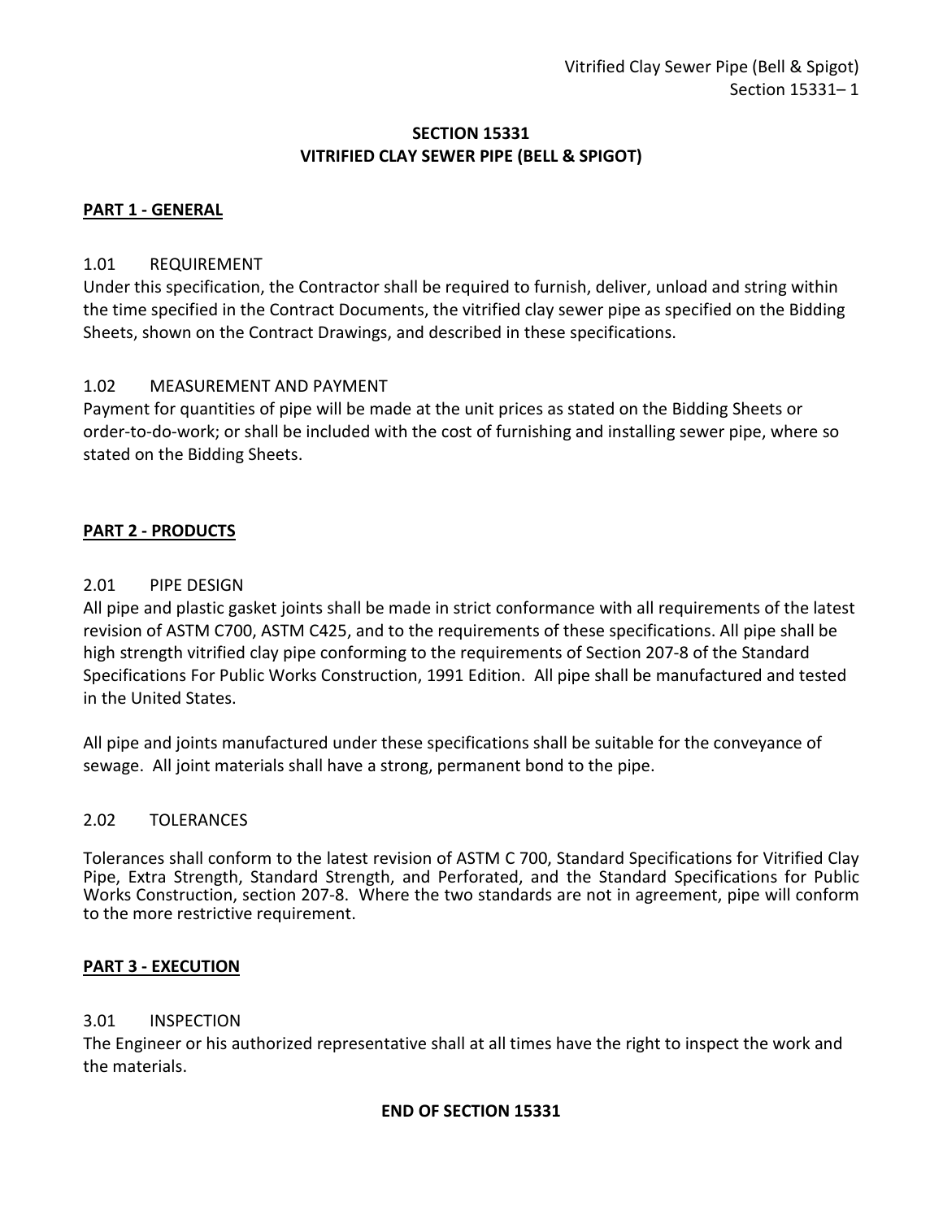# SECTION 15331
# VITRIFIED CLAY SEWER PIPE (BELL & SPIGOT)

## PART 1 - GENERAL

### 1.01 REQUIREMENT

Under this specification, the Contractor shall be required to furnish, deliver, unload and string within the time specified in the Contract Documents, the vitrified clay sewer pipe as specified on the Bidding Sheets, shown on the Contract Drawings, and described in these specifications.

### 1.02 MEASUREMENT AND PAYMENT

Payment for quantities of pipe will be made at the unit prices as stated on the Bidding Sheets or order-to-do-work; or shall be included with the cost of furnishing and installing sewer pipe, where so stated on the Bidding Sheets.

## PART 2 - PRODUCTS

### 2.01 PIPE DESIGN

All pipe and plastic gasket joints shall be made in strict conformance with all requirements of the latest revision of ASTM C700, ASTM C425, and to the requirements of these specifications. All pipe shall be high strength vitrified clay pipe conforming to the requirements of Section 207-8 of the Standard Specifications For Public Works Construction, 1991 Edition. All pipe shall be manufactured and tested in the United States.

All pipe and joints manufactured under these specifications shall be suitable for the conveyance of sewage. All joint materials shall have a strong, permanent bond to the pipe.

### 2.02 TOLERANCES

Tolerances shall conform to the latest revision of ASTM C 700, Standard Specifications for Vitrified Clay Pipe, Extra Strength, Standard Strength, and Perforated, and the Standard Specifications for Public Works Construction, section 207-8. Where the two standards are not in agreement, pipe will conform to the more restrictive requirement.

## PART 3 - EXECUTION

### 3.01 INSPECTION

The Engineer or his authorized representative shall at all times have the right to inspect the work and the materials.

**END OF SECTION 15331**